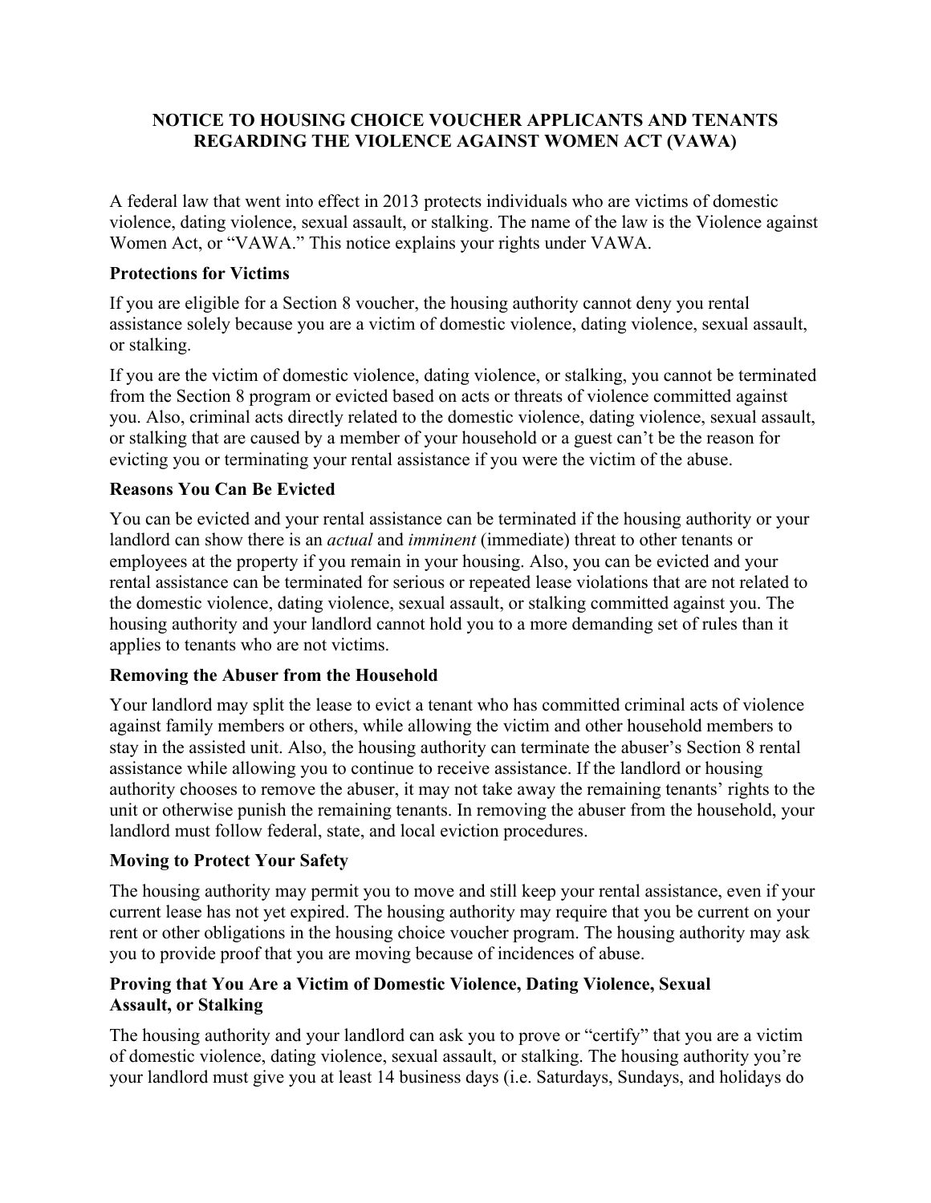# NOTICE TO HOUSING CHOICE VOUCHER APPLICANTS AND TENANTS REGARDING THE VIOLENCE AGAINST WOMEN ACT (VAWA)

A federal law that went into effect in 2013 protects individuals who are victims of domestic violence, dating violence, sexual assault, or stalking. The name of the law is the Violence against Women Act, or "VAWA." This notice explains your rights under VAWA.

**Protections for Victims**

If you are eligible for a Section 8 voucher, the housing authority cannot deny you rental assistance solely because you are a victim of domestic violence, dating violence, sexual assault, or stalking.

If you are the victim of domestic violence, dating violence, or stalking, you cannot be terminated from the Section 8 program or evicted based on acts or threats of violence committed against you. Also, criminal acts directly related to the domestic violence, dating violence, sexual assault, or stalking that are caused by a member of your household or a guest can't be the reason for evicting you or terminating your rental assistance if you were the victim of the abuse.

**Reasons You Can Be Evicted**

You can be evicted and your rental assistance can be terminated if the housing authority or your landlord can show there is an *actual* and *imminent* (immediate) threat to other tenants or employees at the property if you remain in your housing. Also, you can be evicted and your rental assistance can be terminated for serious or repeated lease violations that are not related to the domestic violence, dating violence, sexual assault, or stalking committed against you. The housing authority and your landlord cannot hold you to a more demanding set of rules than it applies to tenants who are not victims.

**Removing the Abuser from the Household**

Your landlord may split the lease to evict a tenant who has committed criminal acts of violence against family members or others, while allowing the victim and other household members to stay in the assisted unit. Also, the housing authority can terminate the abuser's Section 8 rental assistance while allowing you to continue to receive assistance. If the landlord or housing authority chooses to remove the abuser, it may not take away the remaining tenants' rights to the unit or otherwise punish the remaining tenants. In removing the abuser from the household, your landlord must follow federal, state, and local eviction procedures.

**Moving to Protect Your Safety**

The housing authority may permit you to move and still keep your rental assistance, even if your current lease has not yet expired. The housing authority may require that you be current on your rent or other obligations in the housing choice voucher program. The housing authority may ask you to provide proof that you are moving because of incidences of abuse.

**Proving that You Are a Victim of Domestic Violence, Dating Violence, Sexual Assault, or Stalking**

The housing authority and your landlord can ask you to prove or "certify" that you are a victim of domestic violence, dating violence, sexual assault, or stalking. The housing authority you're your landlord must give you at least 14 business days (i.e. Saturdays, Sundays, and holidays do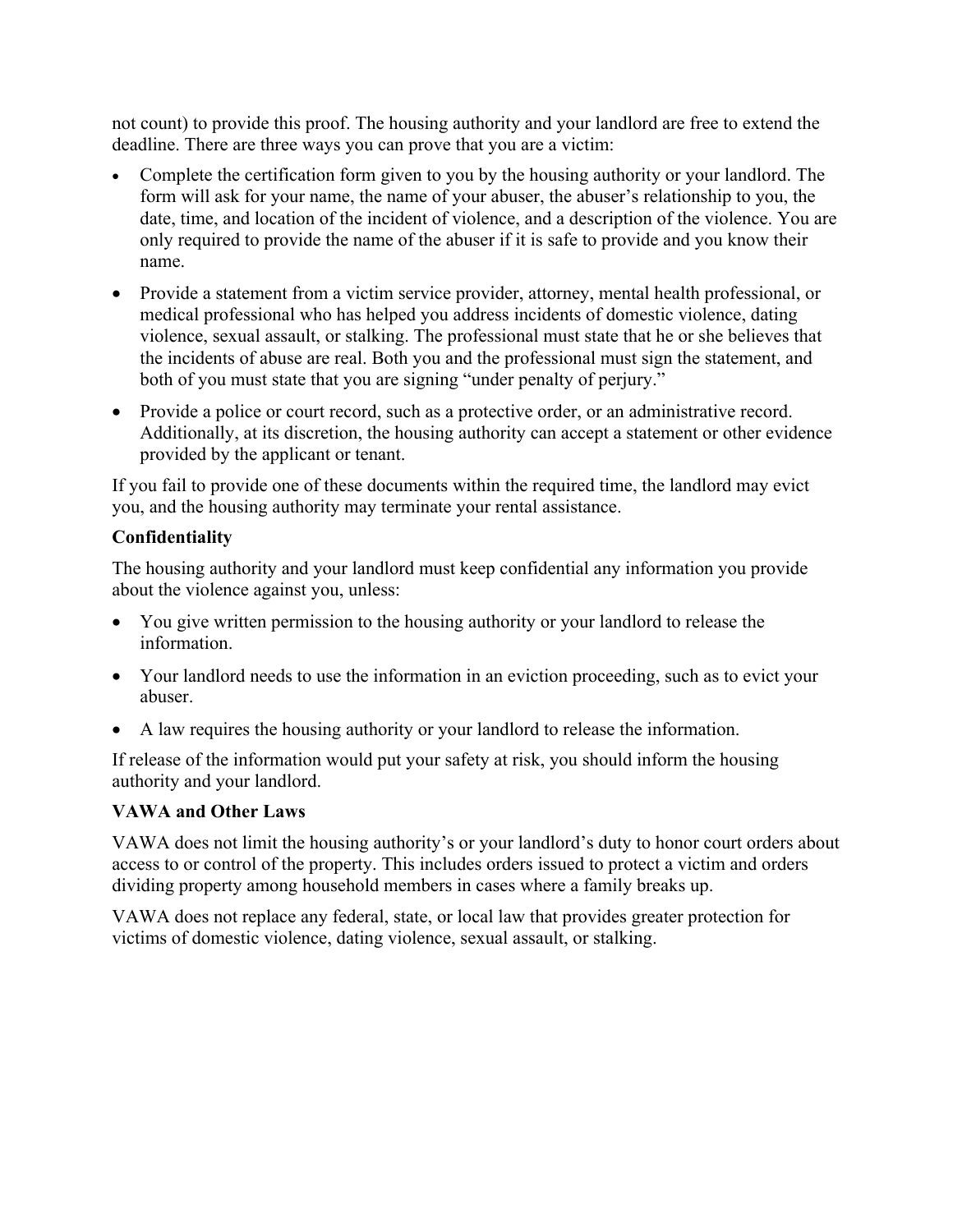not count) to provide this proof. The housing authority and your landlord are free to extend the deadline. There are three ways you can prove that you are a victim:

- Complete the certification form given to you by the housing authority or your landlord. The form will ask for your name, the name of your abuser, the abuser's relationship to you, the date, time, and location of the incident of violence, and a description of the violence. You are only required to provide the name of the abuser if it is safe to provide and you know their name.
- Provide a statement from a victim service provider, attorney, mental health professional, or medical professional who has helped you address incidents of domestic violence, dating violence, sexual assault, or stalking. The professional must state that he or she believes that the incidents of abuse are real. Both you and the professional must sign the statement, and both of you must state that you are signing "under penalty of perjury."
- Provide a police or court record, such as a protective order, or an administrative record. Additionally, at its discretion, the housing authority can accept a statement or other evidence provided by the applicant or tenant.

If you fail to provide one of these documents within the required time, the landlord may evict you, and the housing authority may terminate your rental assistance.

**Confidentiality**

The housing authority and your landlord must keep confidential any information you provide about the violence against you, unless:

- You give written permission to the housing authority or your landlord to release the information.
- Your landlord needs to use the information in an eviction proceeding, such as to evict your abuser.
- A law requires the housing authority or your landlord to release the information.

If release of the information would put your safety at risk, you should inform the housing authority and your landlord.

**VAWA and Other Laws**

VAWA does not limit the housing authority's or your landlord's duty to honor court orders about access to or control of the property. This includes orders issued to protect a victim and orders dividing property among household members in cases where a family breaks up.

VAWA does not replace any federal, state, or local law that provides greater protection for victims of domestic violence, dating violence, sexual assault, or stalking.